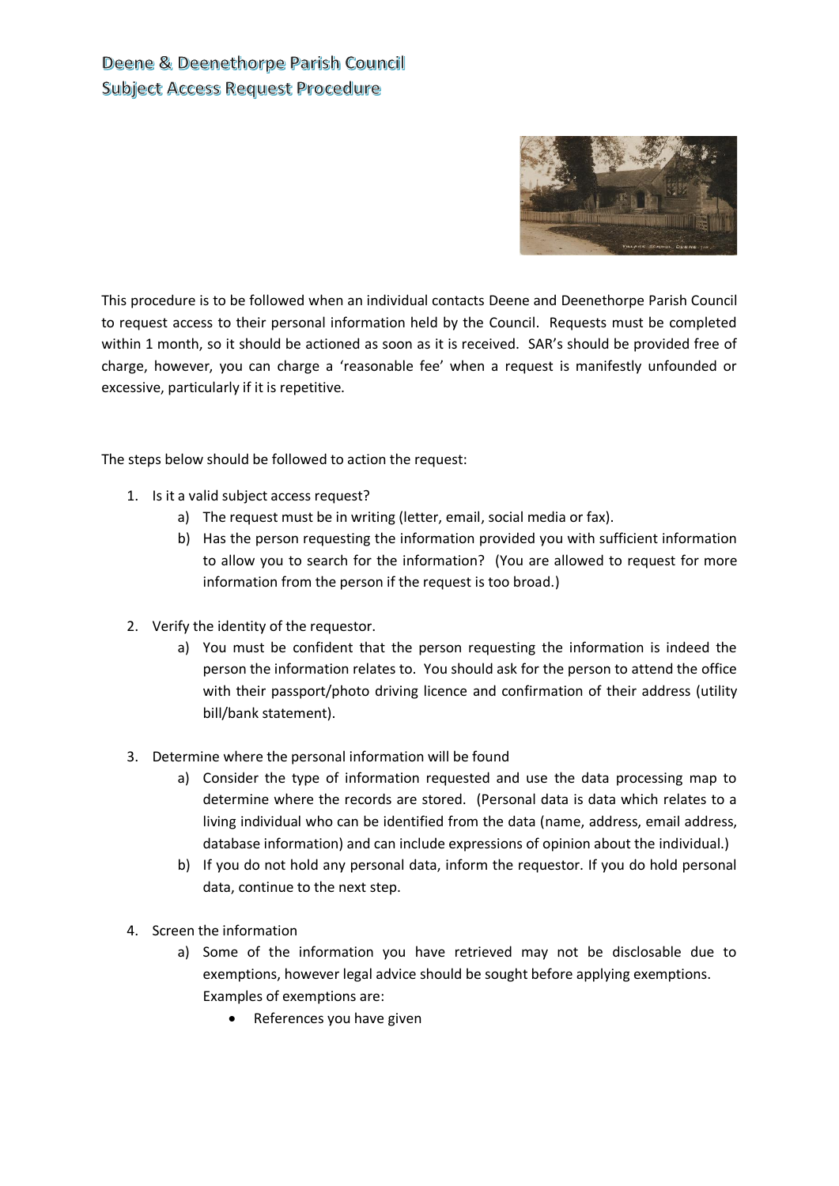# Deene & Deenethorpe Parish Council
# Subject Access Request Procedure

This procedure is to be followed when an individual contacts Deene and Deenethorpe Parish Council to request access to their personal information held by the Council. Requests must be completed within 1 month, so it should be actioned as soon as it is received. SAR's should be provided free of charge, however, you can charge a 'reasonable fee' when a request is manifestly unfounded or excessive, particularly if it is repetitive.

The steps below should be followed to action the request:

1. Is it a valid subject access request?
   a) The request must be in writing (letter, email, social media or fax).
   b) Has the person requesting the information provided you with sufficient information to allow you to search for the information? (You are allowed to request for more information from the person if the request is too broad.)

2. Verify the identity of the requestor.
   a) You must be confident that the person requesting the information is indeed the person the information relates to. You should ask for the person to attend the office with their passport/photo driving licence and confirmation of their address (utility bill/bank statement).

3. Determine where the personal information will be found
   a) Consider the type of information requested and use the data processing map to determine where the records are stored. (Personal data is data which relates to a living individual who can be identified from the data (name, address, email address, database information) and can include expressions of opinion about the individual.)
   b) If you do not hold any personal data, inform the requestor. If you do hold personal data, continue to the next step.

4. Screen the information
   a) Some of the information you have retrieved may not be disclosable due to exemptions, however legal advice should be sought before applying exemptions. Examples of exemptions are:
      - References you have given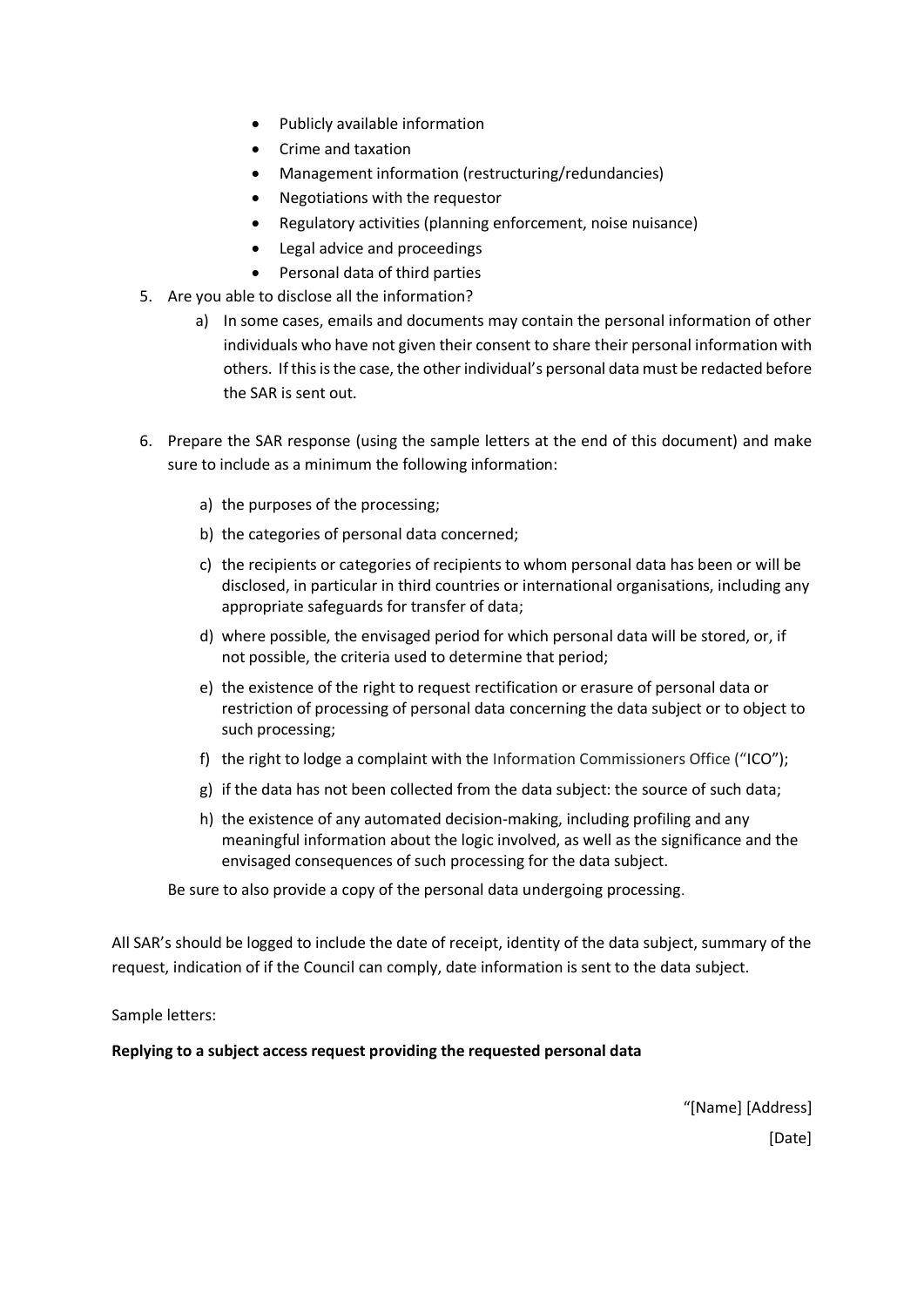- Publicly available information
- Crime and taxation
- Management information (restructuring/redundancies)
- Negotiations with the requestor
- Regulatory activities (planning enforcement, noise nuisance)
- Legal advice and proceedings
- Personal data of third parties

5. Are you able to disclose all the information?
   a) In some cases, emails and documents may contain the personal information of other individuals who have not given their consent to share their personal information with others. If this is the case, the other individual's personal data must be redacted before the SAR is sent out.

6. Prepare the SAR response (using the sample letters at the end of this document) and make sure to include as a minimum the following information:
   a) the purposes of the processing;
   b) the categories of personal data concerned;
   c) the recipients or categories of recipients to whom personal data has been or will be disclosed, in particular in third countries or international organisations, including any appropriate safeguards for transfer of data;
   d) where possible, the envisaged period for which personal data will be stored, or, if not possible, the criteria used to determine that period;
   e) the existence of the right to request rectification or erasure of personal data or restriction of processing of personal data concerning the data subject or to object to such processing;
   f) the right to lodge a complaint with the Information Commissioners Office ("ICO");
   g) if the data has not been collected from the data subject: the source of such data;
   h) the existence of any automated decision-making, including profiling and any meaningful information about the logic involved, as well as the significance and the envisaged consequences of such processing for the data subject.

   Be sure to also provide a copy of the personal data undergoing processing.

All SAR's should be logged to include the date of receipt, identity of the data subject, summary of the request, indication of if the Council can comply, date information is sent to the data subject.

Sample letters:

**Replying to a subject access request providing the requested personal data**

"[Name] [Address]

[Date]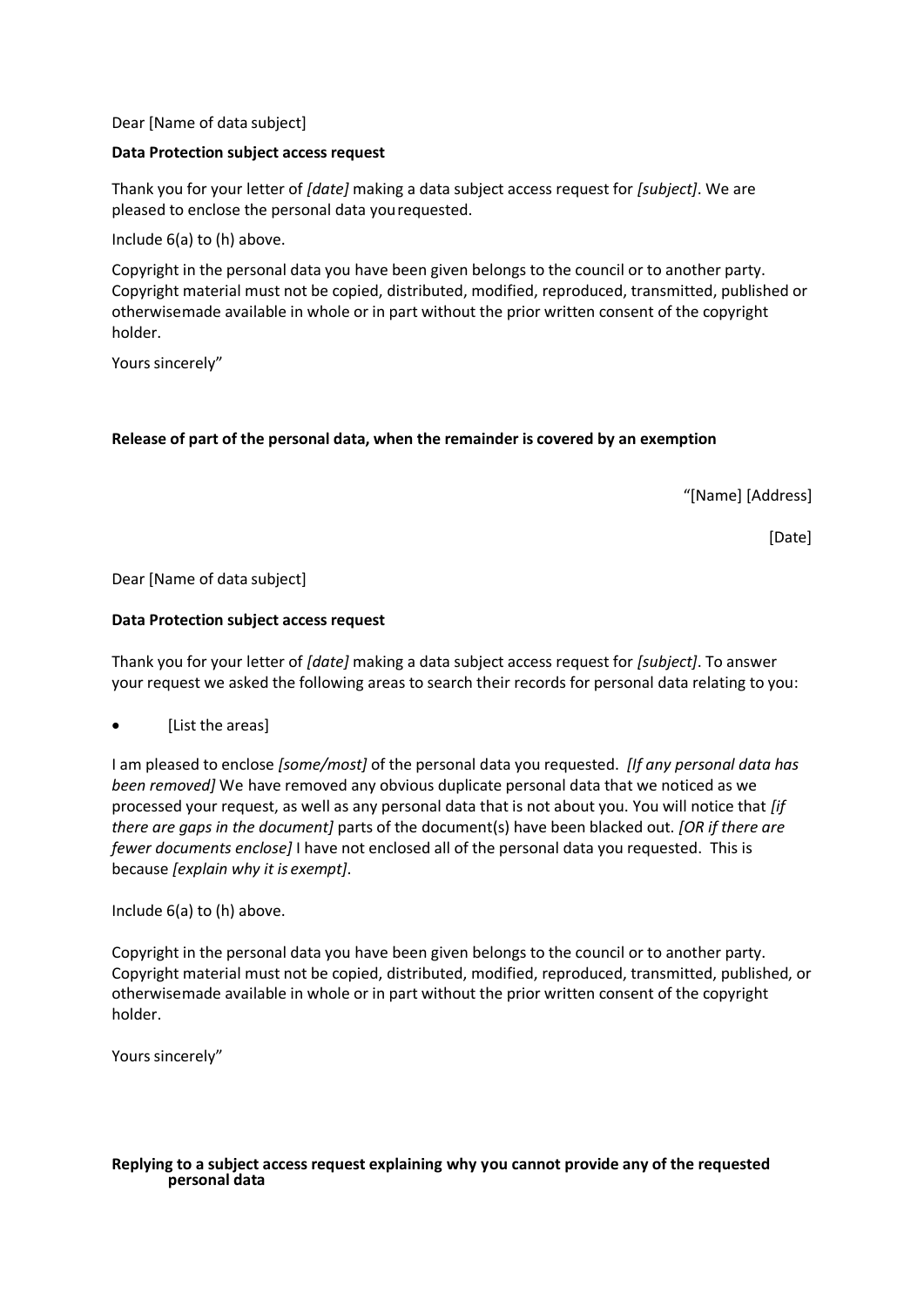Dear [Name of data subject]

**Data Protection subject access request**

Thank you for your letter of *[date]* making a data subject access request for *[subject]*. We are pleased to enclose the personal data you requested.

Include 6(a) to (h) above.

Copyright in the personal data you have been given belongs to the council or to another party. Copyright material must not be copied, distributed, modified, reproduced, transmitted, published or otherwise made available in whole or in part without the prior written consent of the copyright holder.

Yours sincerely"

**Release of part of the personal data, when the remainder is covered by an exemption**

"[Name] [Address]

[Date]

Dear [Name of data subject]

**Data Protection subject access request**

Thank you for your letter of *[date]* making a data subject access request for *[subject]*. To answer your request we asked the following areas to search their records for personal data relating to you:

- [List the areas]

I am pleased to enclose *[some/most]* of the personal data you requested. *[If any personal data has been removed]* We have removed any obvious duplicate personal data that we noticed as we processed your request, as well as any personal data that is not about you. You will notice that *[if there are gaps in the document]* parts of the document(s) have been blacked out. *[OR if there are fewer documents enclose]* I have not enclosed all of the personal data you requested. This is because *[explain why it is exempt]*.

Include 6(a) to (h) above.

Copyright in the personal data you have been given belongs to the council or to another party. Copyright material must not be copied, distributed, modified, reproduced, transmitted, published, or otherwise made available in whole or in part without the prior written consent of the copyright holder.

Yours sincerely"

**Replying to a subject access request explaining why you cannot provide any of the requested personal data**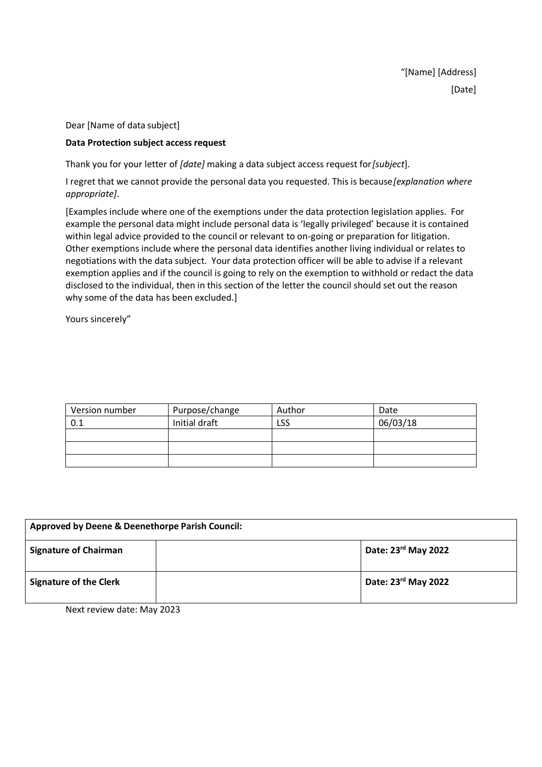"[Name] [Address]

[Date]

Dear [Name of data subject]

**Data Protection subject access request**

Thank you for your letter of *[date]* making a data subject access request for *[subject*].

I regret that we cannot provide the personal data you requested. This is because *[explanation where appropriate]*.

[Examples include where one of the exemptions under the data protection legislation applies. For example the personal data might include personal data is 'legally privileged' because it is contained within legal advice provided to the council or relevant to on-going or preparation for litigation. Other exemptions include where the personal data identifies another living individual or relates to negotiations with the data subject. Your data protection officer will be able to advise if a relevant exemption applies and if the council is going to rely on the exemption to withhold or redact the data disclosed to the individual, then in this section of the letter the council should set out the reason why some of the data has been excluded.]

Yours sincerely"

| Version number | Purpose/change | Author | Date |
|---|---|---|---|
| 0.1 | Initial draft | LSS | 06/03/18 |
| | | | |
| | | | |
| | | | |

| **Approved by Deene & Deenethorpe Parish Council:** | | |
|---|---|---|
| **Signature of Chairman** | | **Date: 23rd May 2022** |
| **Signature of the Clerk** | | **Date: 23rd May 2022** |

Next review date: May 2023